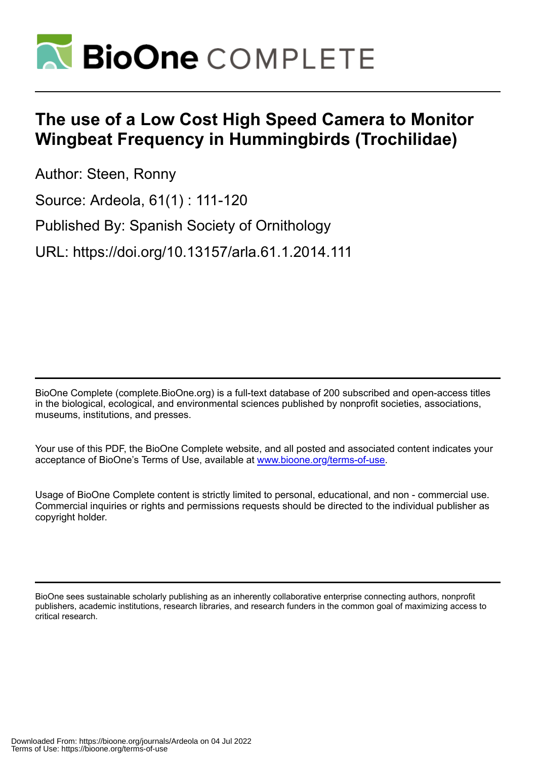# The use of a Low Cost High Speed Camera to Monitor Wingbeat Frequency in Hummingbirds (Trochilidae)

Author: Steen, Ronny

Source: Ardeola, 61(1) : 111-120

Published By: Spanish Society of Ornithology

URL: https://doi.org/10.13157/arla.61.1.2014.111

---

BioOne Complete (complete.BioOne.org) is a full-text database of 200 subscribed and open-access titles in the biological, ecological, and environmental sciences published by nonprofit societies, associations, museums, institutions, and presses.

Your use of this PDF, the BioOne Complete website, and all posted and associated content indicates your acceptance of BioOne's Terms of Use, available at www.bioone.org/terms-of-use.

Usage of BioOne Complete content is strictly limited to personal, educational, and non - commercial use. Commercial inquiries or rights and permissions requests should be directed to the individual publisher as copyright holder.

---

BioOne sees sustainable scholarly publishing as an inherently collaborative enterprise connecting authors, nonprofit publishers, academic institutions, research libraries, and research funders in the common goal of maximizing access to critical research.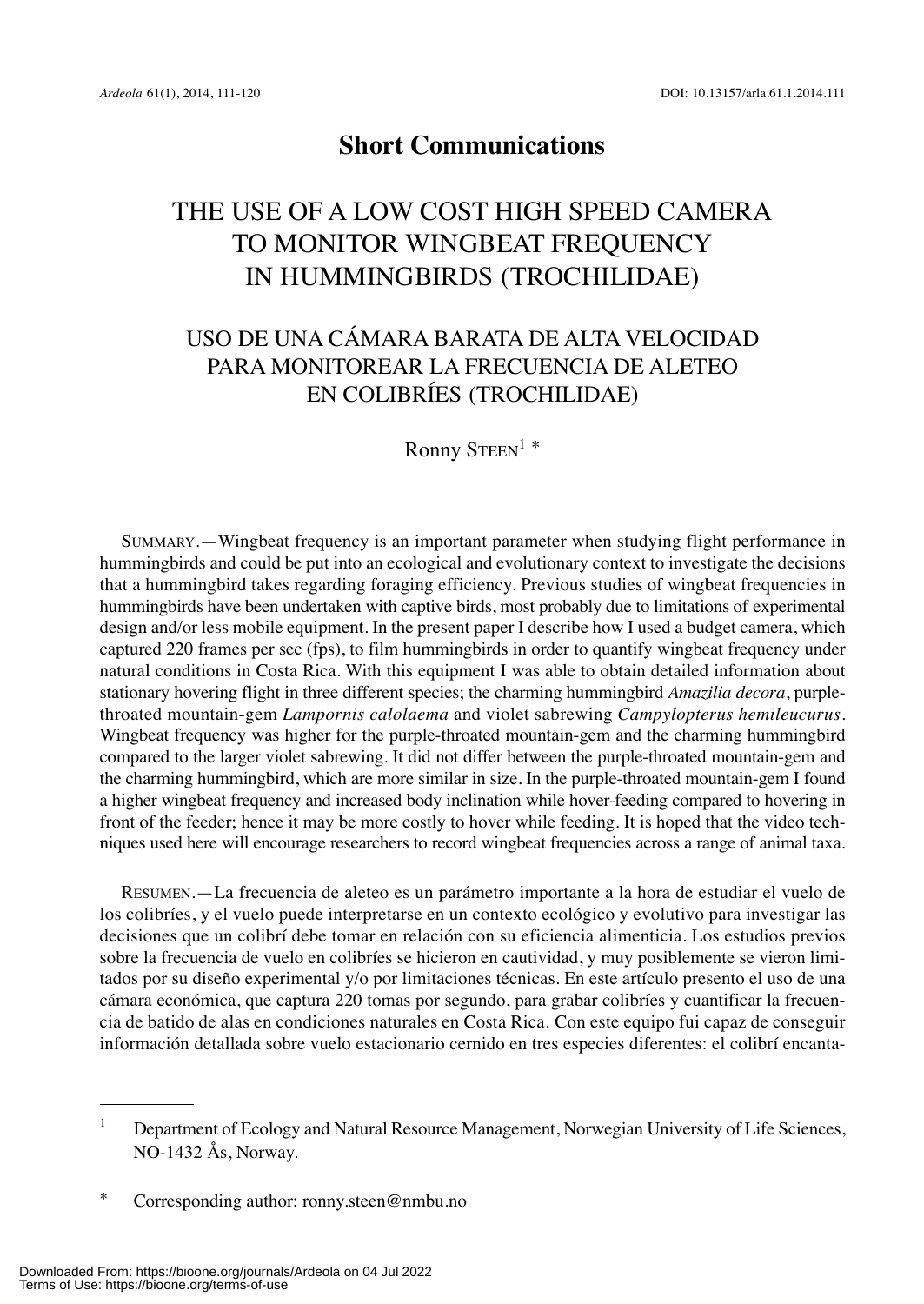## Short Communications

# THE USE OF A LOW COST HIGH SPEED CAMERA TO MONITOR WINGBEAT FREQUENCY IN HUMMINGBIRDS (TROCHILIDAE)

# USO DE UNA CÁMARA BARATA DE ALTA VELOCIDAD PARA MONITOREAR LA FRECUENCIA DE ALETEO EN COLIBRÍES (TROCHILIDAE)

Ronny STEEN[1] *

SUMMARY.—Wingbeat frequency is an important parameter when studying flight performance in hummingbirds and could be put into an ecological and evolutionary context to investigate the decisions that a hummingbird takes regarding foraging efficiency. Previous studies of wingbeat frequencies in hummingbirds have been undertaken with captive birds, most probably due to limitations of experimental design and/or less mobile equipment. In the present paper I describe how I used a budget camera, which captured 220 frames per sec (fps), to film hummingbirds in order to quantify wingbeat frequency under natural conditions in Costa Rica. With this equipment I was able to obtain detailed information about stationary hovering flight in three different species; the charming hummingbird *Amazilia decora*, purple-throated mountain-gem *Lampornis calolaema* and violet sabrewing *Campylopterus hemileucurus*. Wingbeat frequency was higher for the purple-throated mountain-gem and the charming hummingbird compared to the larger violet sabrewing. It did not differ between the purple-throated mountain-gem and the charming hummingbird, which are more similar in size. In the purple-throated mountain-gem I found a higher wingbeat frequency and increased body inclination while hover-feeding compared to hovering in front of the feeder; hence it may be more costly to hover while feeding. It is hoped that the video techniques used here will encourage researchers to record wingbeat frequencies across a range of animal taxa.

RESUMEN.—La frecuencia de aleteo es un parámetro importante a la hora de estudiar el vuelo de los colibríes, y el vuelo puede interpretarse en un contexto ecológico y evolutivo para investigar las decisiones que un colibrí debe tomar en relación con su eficiencia alimenticia. Los estudios previos sobre la frecuencia de vuelo en colibríes se hicieron en cautividad, y muy posiblemente se vieron limitados por su diseño experimental y/o por limitaciones técnicas. En este artículo presento el uso de una cámara económica, que captura 220 tomas por segundo, para grabar colibríes y cuantificar la frecuencia de batido de alas en condiciones naturales en Costa Rica. Con este equipo fui capaz de conseguir información detallada sobre vuelo estacionario cernido en tres especies diferentes: el colibrí encanta-

---

[1] Department of Ecology and Natural Resource Management, Norwegian University of Life Sciences, NO-1432 Ås, Norway.

\* Corresponding author: ronny.steen@nmbu.no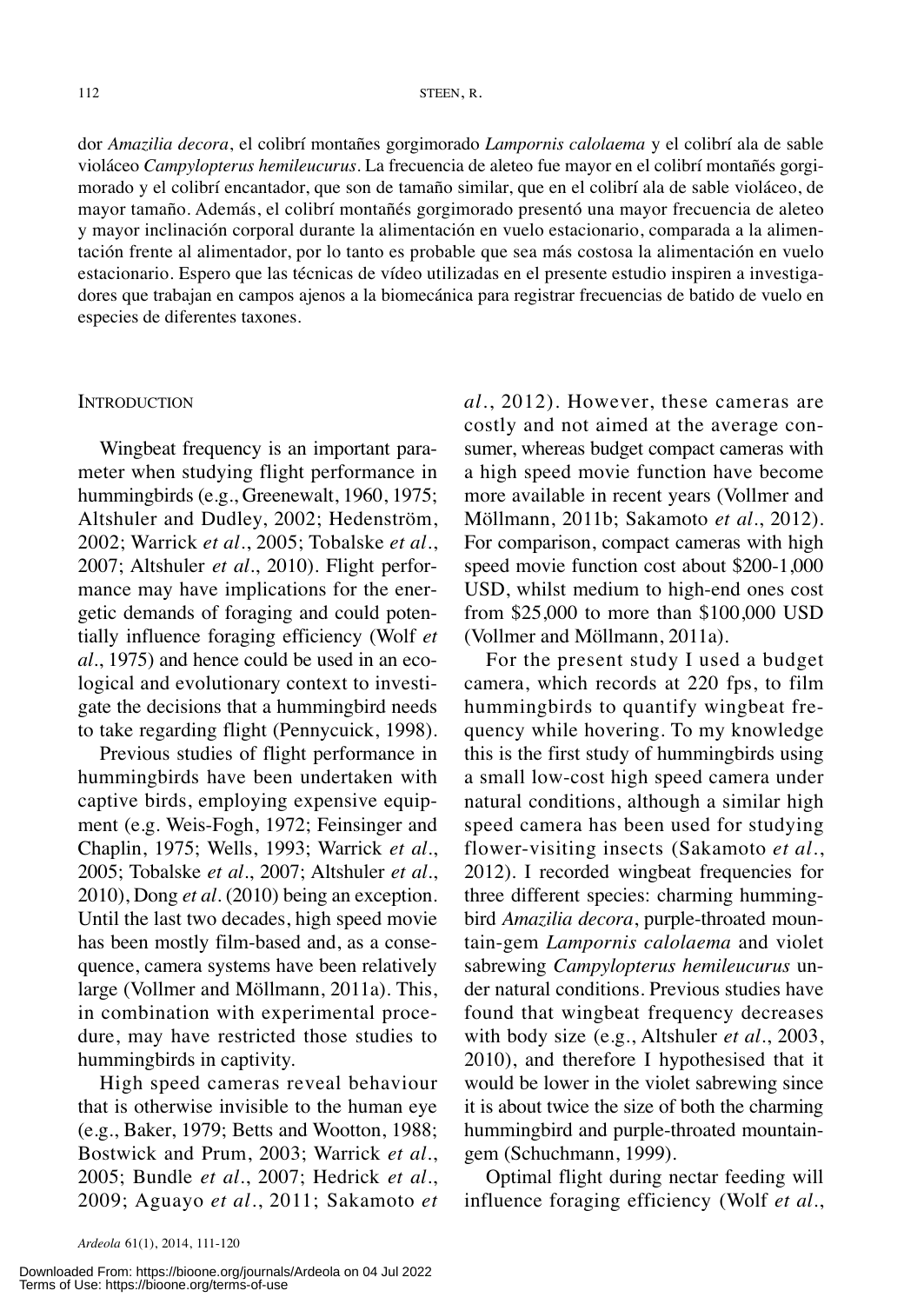dor *Amazilia decora*, el colibrí montañes gorgimorado *Lampornis calolaema* y el colibrí ala de sable violáceo *Campylopterus hemileucurus*. La frecuencia de aleteo fue mayor en el colibrí montañés gorgimorado y el colibrí encantador, que son de tamaño similar, que en el colibrí ala de sable violáceo, de mayor tamaño. Además, el colibrí montañés gorgimorado presentó una mayor frecuencia de aleteo y mayor inclinación corporal durante la alimentación en vuelo estacionario, comparada a la alimentación frente al alimentador, por lo tanto es probable que sea más costosa la alimentación en vuelo estacionario. Espero que las técnicas de vídeo utilizadas en el presente estudio inspiren a investigadores que trabajan en campos ajenos a la biomecánica para registrar frecuencias de batido de vuelo en especies de diferentes taxones.

## INTRODUCTION

Wingbeat frequency is an important parameter when studying flight performance in hummingbirds (e.g., Greenewalt, 1960, 1975; Altshuler and Dudley, 2002; Hedenström, 2002; Warrick *et al*., 2005; Tobalske *et al*., 2007; Altshuler *et al*., 2010). Flight performance may have implications for the energetic demands of foraging and could potentially influence foraging efficiency (Wolf *et al*., 1975) and hence could be used in an ecological and evolutionary context to investigate the decisions that a hummingbird needs to take regarding flight (Pennycuick, 1998).

Previous studies of flight performance in hummingbirds have been undertaken with captive birds, employing expensive equipment (e.g. Weis-Fogh, 1972; Feinsinger and Chaplin, 1975; Wells, 1993; Warrick *et al*., 2005; Tobalske *et al*., 2007; Altshuler *et al*., 2010), Dong *et al*. (2010) being an exception. Until the last two decades, high speed movie has been mostly film-based and, as a consequence, camera systems have been relatively large (Vollmer and Möllmann, 2011a). This, in combination with experimental procedure, may have restricted those studies to hummingbirds in captivity.

High speed cameras reveal behaviour that is otherwise invisible to the human eye (e.g., Baker, 1979; Betts and Wootton, 1988; Bostwick and Prum, 2003; Warrick *et al*., 2005; Bundle *et al*., 2007; Hedrick *et al*., 2009; Aguayo *et al*., 2011; Sakamoto *et al*., 2012). However, these cameras are costly and not aimed at the average consumer, whereas budget compact cameras with a high speed movie function have become more available in recent years (Vollmer and Möllmann, 2011b; Sakamoto *et al*., 2012). For comparison, compact cameras with high speed movie function cost about $200-1,000 USD, whilst medium to high-end ones cost from $25,000 to more than $100,000 USD (Vollmer and Möllmann, 2011a).

For the present study I used a budget camera, which records at 220 fps, to film hummingbirds to quantify wingbeat frequency while hovering. To my knowledge this is the first study of hummingbirds using a small low-cost high speed camera under natural conditions, although a similar high speed camera has been used for studying flower-visiting insects (Sakamoto *et al*., 2012). I recorded wingbeat frequencies for three different species: charming hummingbird *Amazilia decora*, purple-throated mountain-gem *Lampornis calolaema* and violet sabrewing *Campylopterus hemileucurus* under natural conditions. Previous studies have found that wingbeat frequency decreases with body size (e.g., Altshuler *et al*., 2003, 2010), and therefore I hypothesised that it would be lower in the violet sabrewing since it is about twice the size of both the charming hummingbird and purple-throated mountain-gem (Schuchmann, 1999).

Optimal flight during nectar feeding will influence foraging efficiency (Wolf *et al*.,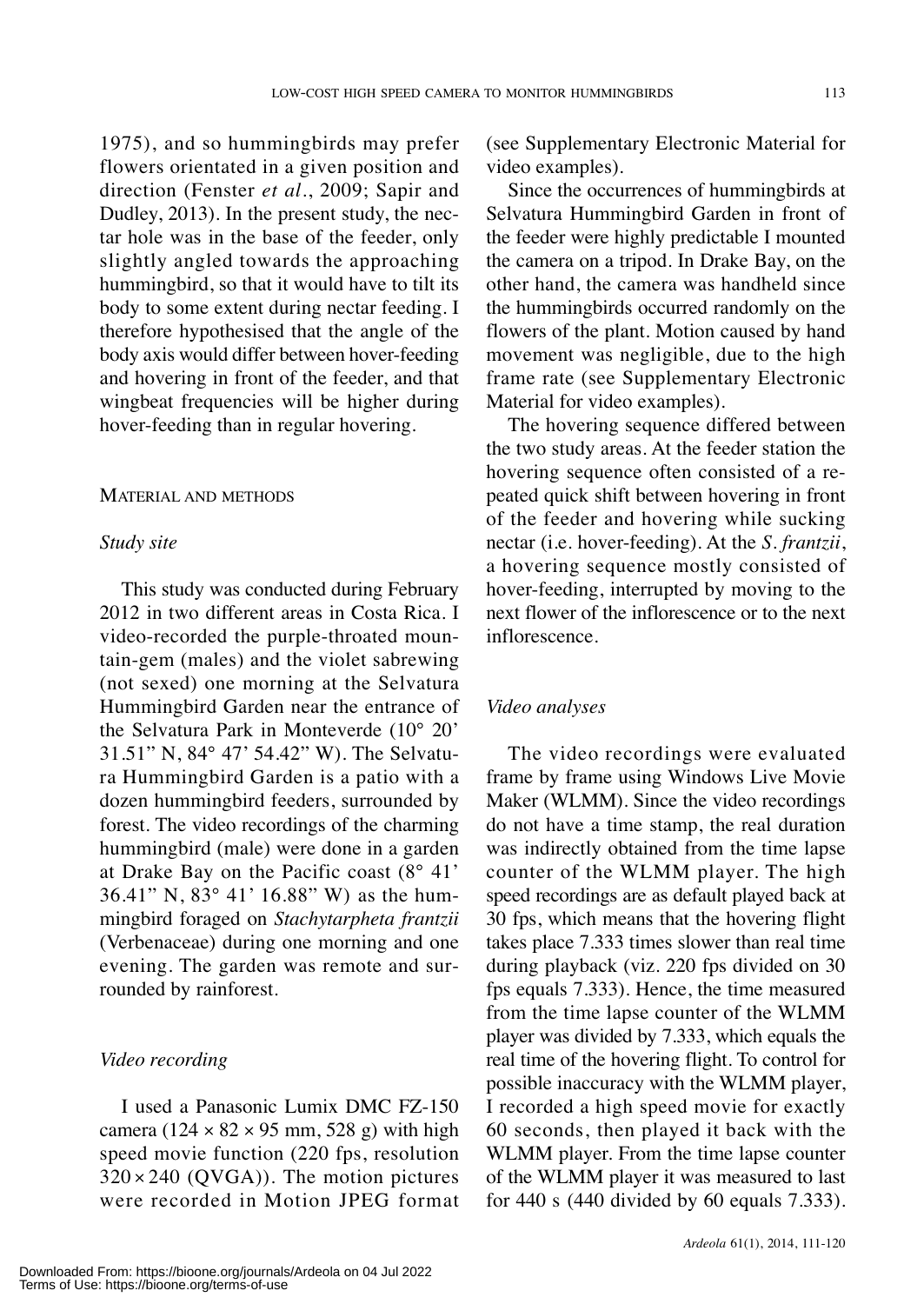1975), and so hummingbirds may prefer flowers orientated in a given position and direction (Fenster *et al*., 2009; Sapir and Dudley, 2013). In the present study, the nectar hole was in the base of the feeder, only slightly angled towards the approaching hummingbird, so that it would have to tilt its body to some extent during nectar feeding. I therefore hypothesised that the angle of the body axis would differ between hover-feeding and hovering in front of the feeder, and that wingbeat frequencies will be higher during hover-feeding than in regular hovering.

## MATERIAL AND METHODS

### *Study site*

This study was conducted during February 2012 in two different areas in Costa Rica. I video-recorded the purple-throated mountain-gem (males) and the violet sabrewing (not sexed) one morning at the Selvatura Hummingbird Garden near the entrance of the Selvatura Park in Monteverde (10° 20' 31.51" N, 84° 47' 54.42" W). The Selvatura Hummingbird Garden is a patio with a dozen hummingbird feeders, surrounded by forest. The video recordings of the charming hummingbird (male) were done in a garden at Drake Bay on the Pacific coast (8° 41' 36.41" N, 83° 41' 16.88" W) as the hummingbird foraged on *Stachytarpheta frantzii* (Verbenaceae) during one morning and one evening. The garden was remote and surrounded by rainforest.

### *Video recording*

I used a Panasonic Lumix DMC FZ-150 camera (124 × 82 × 95 mm, 528 g) with high speed movie function (220 fps, resolution 320 × 240 (QVGA)). The motion pictures were recorded in Motion JPEG format (see Supplementary Electronic Material for video examples).

Since the occurrences of hummingbirds at Selvatura Hummingbird Garden in front of the feeder were highly predictable I mounted the camera on a tripod. In Drake Bay, on the other hand, the camera was handheld since the hummingbirds occurred randomly on the flowers of the plant. Motion caused by hand movement was negligible, due to the high frame rate (see Supplementary Electronic Material for video examples).

The hovering sequence differed between the two study areas. At the feeder station the hovering sequence often consisted of a repeated quick shift between hovering in front of the feeder and hovering while sucking nectar (i.e. hover-feeding). At the *S. frantzii*, a hovering sequence mostly consisted of hover-feeding, interrupted by moving to the next flower of the inflorescence or to the next inflorescence.

### *Video analyses*

The video recordings were evaluated frame by frame using Windows Live Movie Maker (WLMM). Since the video recordings do not have a time stamp, the real duration was indirectly obtained from the time lapse counter of the WLMM player. The high speed recordings are as default played back at 30 fps, which means that the hovering flight takes place 7.333 times slower than real time during playback (viz. 220 fps divided on 30 fps equals 7.333). Hence, the time measured from the time lapse counter of the WLMM player was divided by 7.333, which equals the real time of the hovering flight. To control for possible inaccuracy with the WLMM player, I recorded a high speed movie for exactly 60 seconds, then played it back with the WLMM player. From the time lapse counter of the WLMM player it was measured to last for 440 s (440 divided by 60 equals 7.333).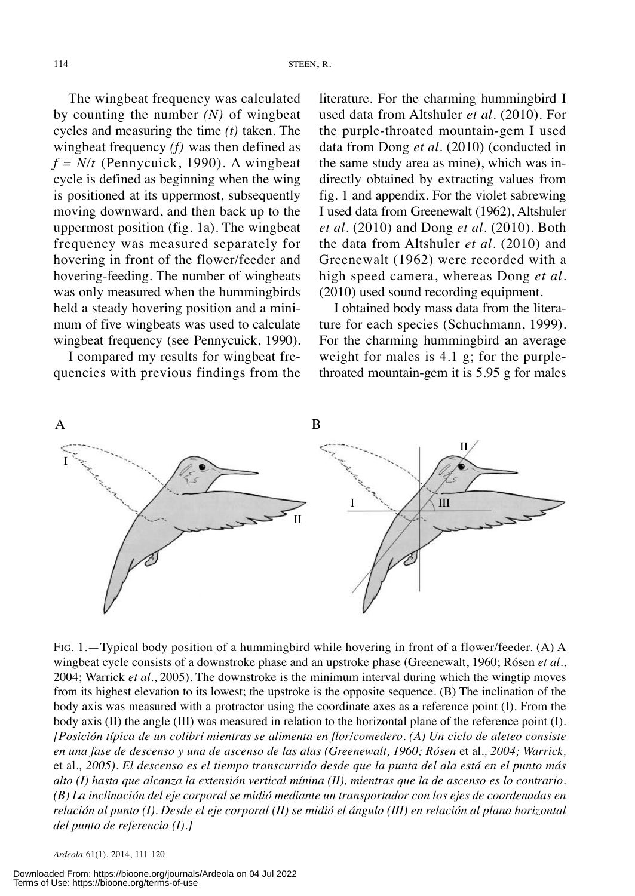The wingbeat frequency was calculated by counting the number *(N)* of wingbeat cycles and measuring the time *(t)* taken. The wingbeat frequency *(f)* was then defined as $f = N/t$ (Pennycuick, 1990). A wingbeat cycle is defined as beginning when the wing is positioned at its uppermost, subsequently moving downward, and then back up to the uppermost position (fig. 1a). The wingbeat frequency was measured separately for hovering in front of the flower/feeder and hovering-feeding. The number of wingbeats was only measured when the hummingbirds held a steady hovering position and a minimum of five wingbeats was used to calculate wingbeat frequency (see Pennycuick, 1990).

I compared my results for wingbeat frequencies with previous findings from the literature. For the charming hummingbird I used data from Altshuler *et al*. (2010). For the purple-throated mountain-gem I used data from Dong *et al*. (2010) (conducted in the same study area as mine), which was indirectly obtained by extracting values from fig. 1 and appendix. For the violet sabrewing I used data from Greenewalt (1962), Altshuler *et al*. (2010) and Dong *et al*. (2010). Both the data from Altshuler *et al*. (2010) and Greenewalt (1962) were recorded with a high speed camera, whereas Dong *et al*. (2010) used sound recording equipment.

I obtained body mass data from the literature for each species (Schuchmann, 1999). For the charming hummingbird an average weight for males is 4.1 g; for the purple-throated mountain-gem it is 5.95 g for males

FIG. 1.—Typical body position of a hummingbird while hovering in front of a flower/feeder. (A) A wingbeat cycle consists of a downstroke phase and an upstroke phase (Greenewalt, 1960; Rósen *et al*., 2004; Warrick *et al*., 2005). The downstroke is the minimum interval during which the wingtip moves from its highest elevation to its lowest; the upstroke is the opposite sequence. (B) The inclination of the body axis was measured with a protractor using the coordinate axes as a reference point (I). From the body axis (II) the angle (III) was measured in relation to the horizontal plane of the reference point (I). *[Posición típica de un colibrí mientras se alimenta en flor/comedero. (A) Un ciclo de aleteo consiste en una fase de descenso y una de ascenso de las alas (Greenewalt, 1960; Rósen* et al*., 2004; Warrick,* et al*., 2005). El descenso es el tiempo transcurrido desde que la punta del ala está en el punto más alto (I) hasta que alcanza la extensión vertical mínina (II), mientras que la de ascenso es lo contrario. (B) La inclinación del eje corporal se midió mediante un transportador con los ejes de coordenadas en relación al punto (I). Desde el eje corporal (II) se midió el ángulo (III) en relación al plano horizontal del punto de referencia (I).]*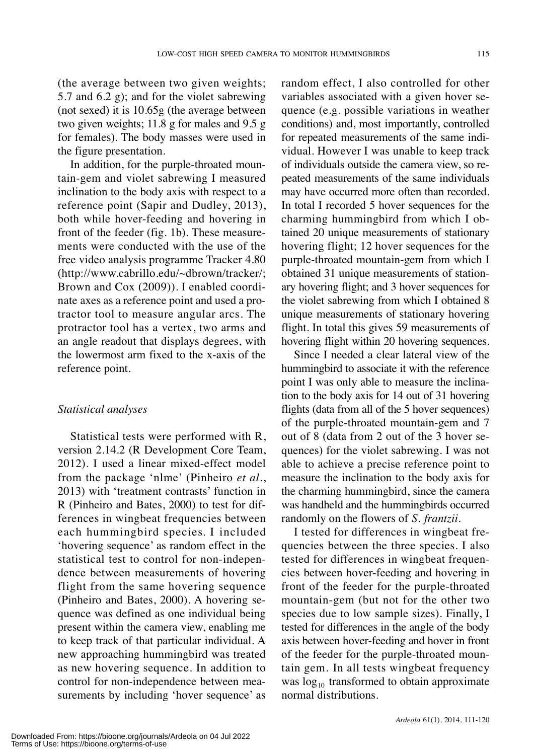(the average between two given weights; 5.7 and 6.2 g); and for the violet sabrewing (not sexed) it is 10.65g (the average between two given weights; 11.8 g for males and 9.5 g for females). The body masses were used in the figure presentation.

In addition, for the purple-throated mountain-gem and violet sabrewing I measured inclination to the body axis with respect to a reference point (Sapir and Dudley, 2013), both while hover-feeding and hovering in front of the feeder (fig. 1b). These measurements were conducted with the use of the free video analysis programme Tracker 4.80 (http://www.cabrillo.edu/~dbrown/tracker/; Brown and Cox (2009)). I enabled coordinate axes as a reference point and used a protractor tool to measure angular arcs. The protractor tool has a vertex, two arms and an angle readout that displays degrees, with the lowermost arm fixed to the x-axis of the reference point.

### *Statistical analyses*

Statistical tests were performed with R, version 2.14.2 (R Development Core Team, 2012). I used a linear mixed-effect model from the package 'nlme' (Pinheiro *et al.*, 2013) with 'treatment contrasts' function in R (Pinheiro and Bates, 2000) to test for differences in wingbeat frequencies between each hummingbird species. I included 'hovering sequence' as random effect in the statistical test to control for non-independence between measurements of hovering flight from the same hovering sequence (Pinheiro and Bates, 2000). A hovering sequence was defined as one individual being present within the camera view, enabling me to keep track of that particular individual. A new approaching hummingbird was treated as new hovering sequence. In addition to control for non-independence between measurements by including 'hover sequence' as random effect, I also controlled for other variables associated with a given hover sequence (e.g. possible variations in weather conditions) and, most importantly, controlled for repeated measurements of the same individual. However I was unable to keep track of individuals outside the camera view, so repeated measurements of the same individuals may have occurred more often than recorded. In total I recorded 5 hover sequences for the charming hummingbird from which I obtained 20 unique measurements of stationary hovering flight; 12 hover sequences for the purple-throated mountain-gem from which I obtained 31 unique measurements of stationary hovering flight; and 3 hover sequences for the violet sabrewing from which I obtained 8 unique measurements of stationary hovering flight. In total this gives 59 measurements of hovering flight within 20 hovering sequences.

Since I needed a clear lateral view of the hummingbird to associate it with the reference point I was only able to measure the inclination to the body axis for 14 out of 31 hovering flights (data from all of the 5 hover sequences) of the purple-throated mountain-gem and 7 out of 8 (data from 2 out of the 3 hover sequences) for the violet sabrewing. I was not able to achieve a precise reference point to measure the inclination to the body axis for the charming hummingbird, since the camera was handheld and the hummingbirds occurred randomly on the flowers of *S. frantzii*.

I tested for differences in wingbeat frequencies between the three species. I also tested for differences in wingbeat frequencies between hover-feeding and hovering in front of the feeder for the purple-throated mountain-gem (but not for the other two species due to low sample sizes). Finally, I tested for differences in the angle of the body axis between hover-feeding and hover in front of the feeder for the purple-throated mountain gem. In all tests wingbeat frequency was $\log_{10}$ transformed to obtain approximate normal distributions.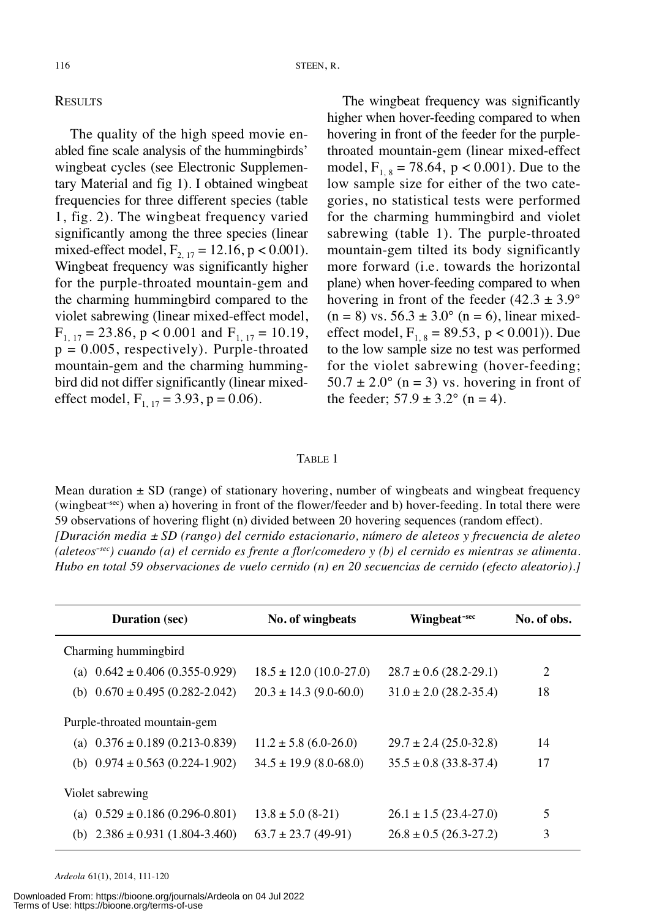## RESULTS

The quality of the high speed movie enabled fine scale analysis of the hummingbirds' wingbeat cycles (see Electronic Supplementary Material and fig 1). I obtained wingbeat frequencies for three different species (table 1, fig. 2). The wingbeat frequency varied significantly among the three species (linear mixed-effect model, $F_{2, 17} = 12.16$, $p < 0.001$). Wingbeat frequency was significantly higher for the purple-throated mountain-gem and the charming hummingbird compared to the violet sabrewing (linear mixed-effect model, $F_{1, 17} = 23.86$, $p < 0.001$ and $F_{1, 17} = 10.19$, $p = 0.005$, respectively). Purple-throated mountain-gem and the charming hummingbird did not differ significantly (linear mixed-effect model, $F_{1, 17} = 3.93$, $p = 0.06$).

The wingbeat frequency was significantly higher when hover-feeding compared to when hovering in front of the feeder for the purple-throated mountain-gem (linear mixed-effect model, $F_{1, 8} = 78.64$, $p < 0.001$). Due to the low sample size for either of the two categories, no statistical tests were performed for the charming hummingbird and violet sabrewing (table 1). The purple-throated mountain-gem tilted its body significantly more forward (i.e. towards the horizontal plane) when hover-feeding compared to when hovering in front of the feeder ($42.3 \pm 3.9°$ ($n = 8$) vs. $56.3 \pm 3.0°$ ($n = 6$), linear mixed-effect model, $F_{1, 8} = 89.53$, $p < 0.001$)). Due to the low sample size no test was performed for the violet sabrewing (hover-feeding; $50.7 \pm 2.0°$ ($n = 3$) vs. hovering in front of the feeder; $57.9 \pm 3.2°$ ($n = 4$).

TABLE 1

Mean duration ± SD (range) of stationary hovering, number of wingbeats and wingbeat frequency (wingbeat$^{-sec}$) when a) hovering in front of the flower/feeder and b) hover-feeding. In total there were 59 observations of hovering flight (n) divided between 20 hovering sequences (random effect).

*[Duración media ± SD (rango) del cernido estacionario, número de aleteos y frecuencia de aleteo (aleteos$^{-sec}$) cuando (a) el cernido es frente a flor/comedero y (b) el cernido es mientras se alimenta. Hubo en total 59 observaciones de vuelo cernido (n) en 20 secuencias de cernido (efecto aleatorio).]*

| Duration (sec) | No. of wingbeats | Wingbeat$^{-sec}$ | No. of obs. |
|---|---|---|---|
| Charming hummingbird | | | |
| (a) 0.642 ± 0.406 (0.355-0.929) | 18.5 ± 12.0 (10.0-27.0) | 28.7 ± 0.6 (28.2-29.1) | 2 |
| (b) 0.670 ± 0.495 (0.282-2.042) | 20.3 ± 14.3 (9.0-60.0) | 31.0 ± 2.0 (28.2-35.4) | 18 |
| Purple-throated mountain-gem | | | |
| (a) 0.376 ± 0.189 (0.213-0.839) | 11.2 ± 5.8 (6.0-26.0) | 29.7 ± 2.4 (25.0-32.8) | 14 |
| (b) 0.974 ± 0.563 (0.224-1.902) | 34.5 ± 19.9 (8.0-68.0) | 35.5 ± 0.8 (33.8-37.4) | 17 |
| Violet sabrewing | | | |
| (a) 0.529 ± 0.186 (0.296-0.801) | 13.8 ± 5.0 (8-21) | 26.1 ± 1.5 (23.4-27.0) | 5 |
| (b) 2.386 ± 0.931 (1.804-3.460) | 63.7 ± 23.7 (49-91) | 26.8 ± 0.5 (26.3-27.2) | 3 |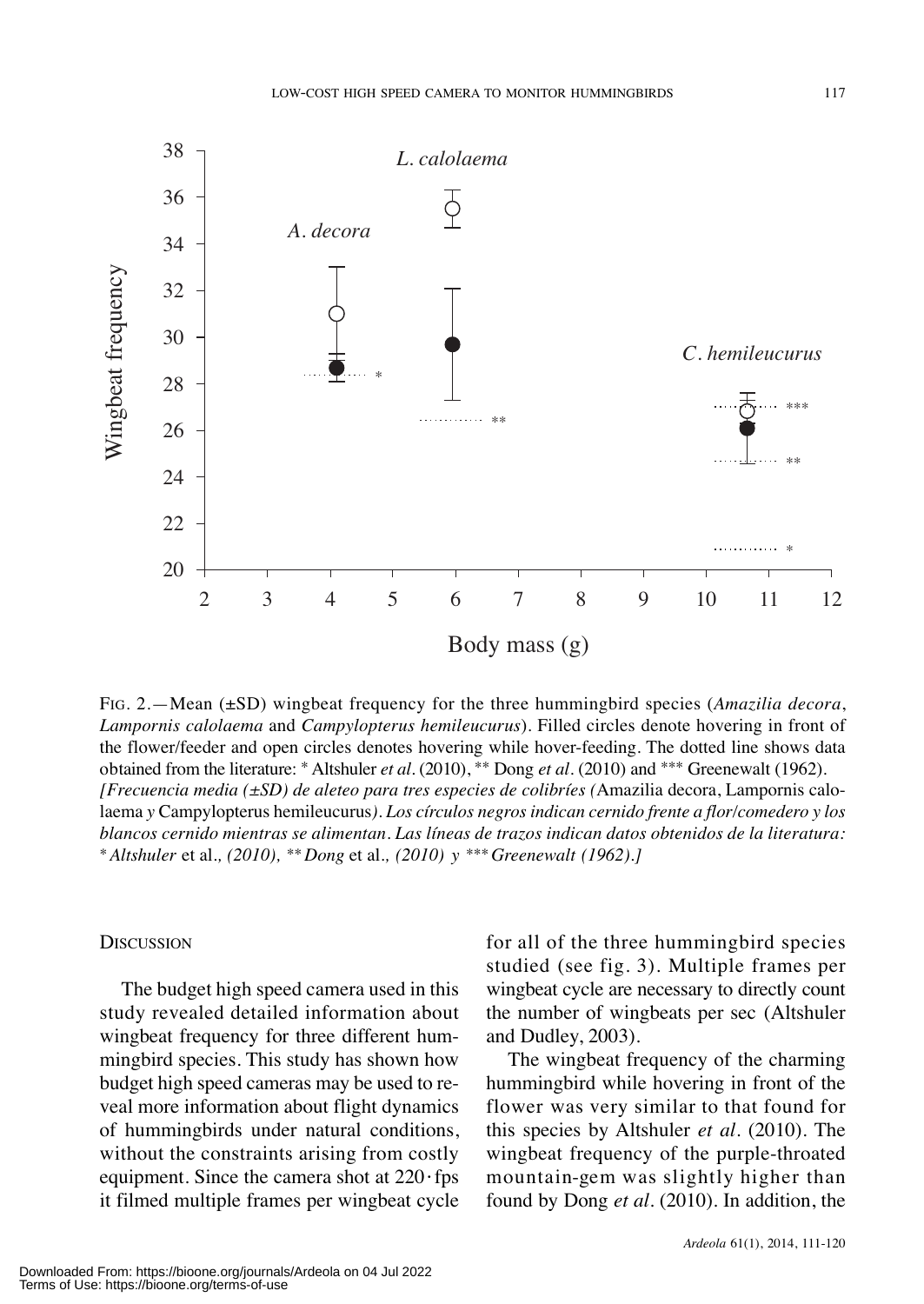Fig. 2.—Mean (±SD) wingbeat frequency for the three hummingbird species (*Amazilia decora*, *Lampornis calolaema* and *Campylopterus hemileucurus*). Filled circles denote hovering in front of the flower/feeder and open circles denotes hovering while hover-feeding. The dotted line shows data obtained from the literature: * Altshuler *et al*. (2010), ** Dong *et al*. (2010) and *** Greenewalt (1962).

*[Frecuencia media (±SD) de aleteo para tres especies de colibríes (*Amazilia decora, Lampornis calolaema *y* Campylopterus hemileucurus*). Los círculos negros indican cernido frente a flor/comedero y los blancos cernido mientras se alimentan. Las líneas de trazos indican datos obtenidos de la literatura: * Altshuler* et al.*, (2010), ** Dong* et al.*, (2010) y *** Greenewalt (1962).]*

## Discussion

The budget high speed camera used in this study revealed detailed information about wingbeat frequency for three different hummingbird species. This study has shown how budget high speed cameras may be used to reveal more information about flight dynamics of hummingbirds under natural conditions, without the constraints arising from costly equipment. Since the camera shot at 220·fps it filmed multiple frames per wingbeat cycle for all of the three hummingbird species studied (see fig. 3). Multiple frames per wingbeat cycle are necessary to directly count the number of wingbeats per sec (Altshuler and Dudley, 2003).

The wingbeat frequency of the charming hummingbird while hovering in front of the flower was very similar to that found for this species by Altshuler *et al*. (2010). The wingbeat frequency of the purple-throated mountain-gem was slightly higher than found by Dong *et al*. (2010). In addition, the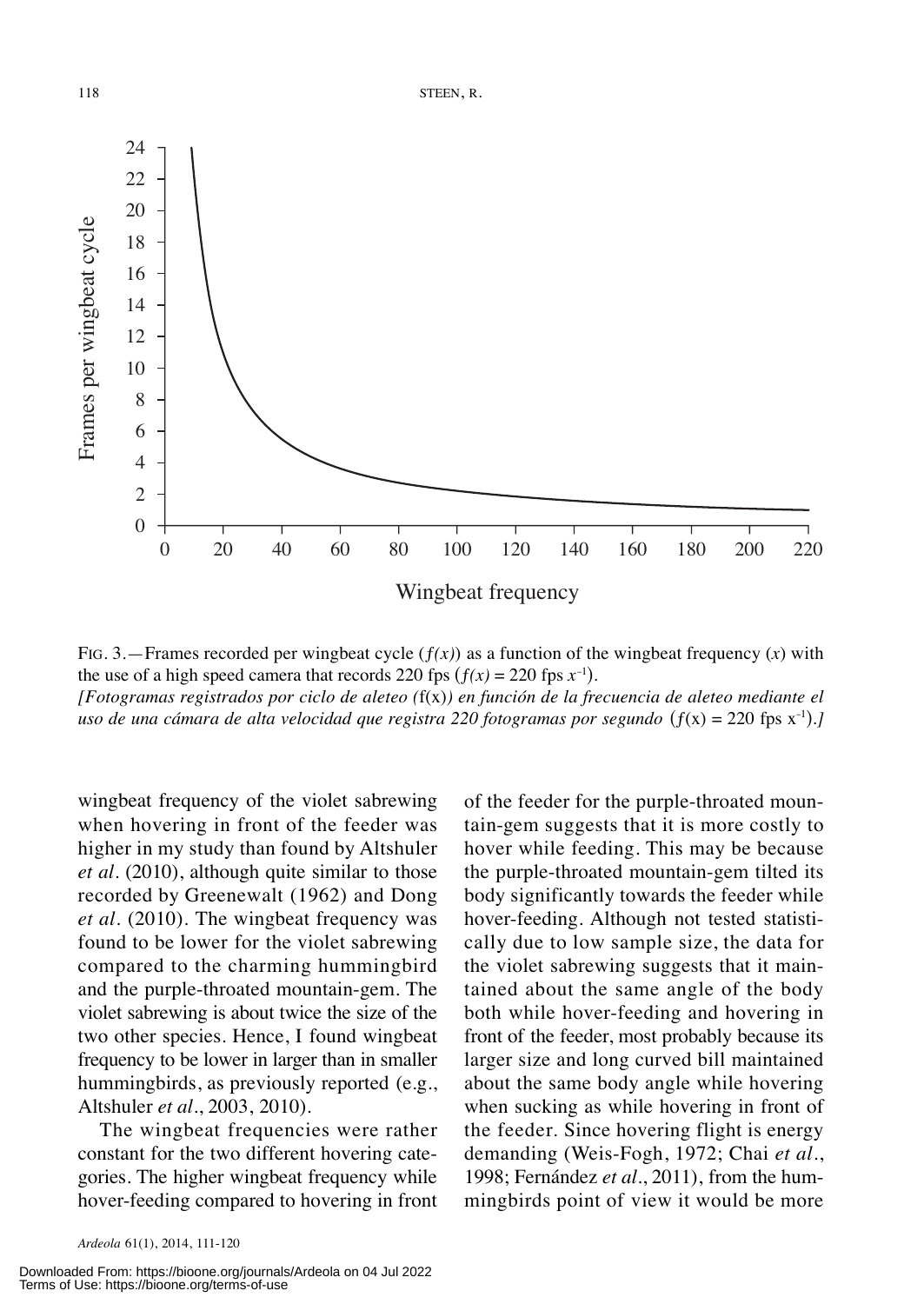FIG. 3.—Frames recorded per wingbeat cycle ($f(x)$) as a function of the wingbeat frequency ($x$) with the use of a high speed camera that records 220 fps ($f(x) = 220 \text{ fps } x^{-1}$).
*[Fotogramas registrados por ciclo de aleteo (*f(x)*) en función de la frecuencia de aleteo mediante el uso de una cámara de alta velocidad que registra 220 fotogramas por segundo (*$f(x) = 220 \text{ fps } x^{-1}$*).]*

wingbeat frequency of the violet sabrewing when hovering in front of the feeder was higher in my study than found by Altshuler *et al*. (2010), although quite similar to those recorded by Greenewalt (1962) and Dong *et al*. (2010). The wingbeat frequency was found to be lower for the violet sabrewing compared to the charming hummingbird and the purple-throated mountain-gem. The violet sabrewing is about twice the size of the two other species. Hence, I found wingbeat frequency to be lower in larger than in smaller hummingbirds, as previously reported (e.g., Altshuler *et al*., 2003, 2010).

The wingbeat frequencies were rather constant for the two different hovering categories. The higher wingbeat frequency while hover-feeding compared to hovering in front of the feeder for the purple-throated mountain-gem suggests that it is more costly to hover while feeding. This may be because the purple-throated mountain-gem tilted its body significantly towards the feeder while hover-feeding. Although not tested statistically due to low sample size, the data for the violet sabrewing suggests that it maintained about the same angle of the body both while hover-feeding and hovering in front of the feeder, most probably because its larger size and long curved bill maintained about the same body angle while hovering when sucking as while hovering in front of the feeder. Since hovering flight is energy demanding (Weis-Fogh, 1972; Chai *et al*., 1998; Fernández *et al*., 2011), from the hummingbirds point of view it would be more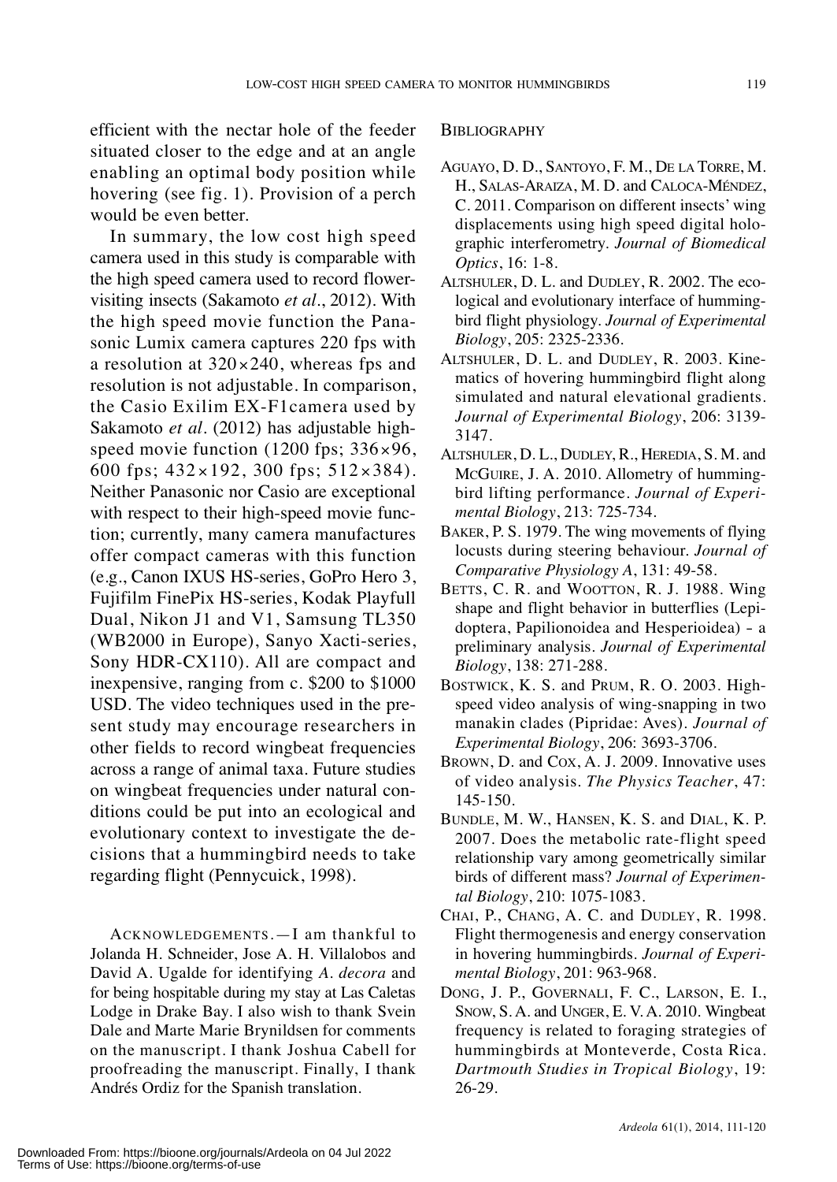efficient with the nectar hole of the feeder situated closer to the edge and at an angle enabling an optimal body position while hovering (see fig. 1). Provision of a perch would be even better.

In summary, the low cost high speed camera used in this study is comparable with the high speed camera used to record flower-visiting insects (Sakamoto *et al*., 2012). With the high speed movie function the Panasonic Lumix camera captures 220 fps with a resolution at 320×240, whereas fps and resolution is not adjustable. In comparison, the Casio Exilim EX-F1camera used by Sakamoto *et al*. (2012) has adjustable high-speed movie function (1200 fps; 336×96, 600 fps; 432×192, 300 fps; 512×384). Neither Panasonic nor Casio are exceptional with respect to their high-speed movie function; currently, many camera manufactures offer compact cameras with this function (e.g., Canon IXUS HS-series, GoPro Hero 3, Fujifilm FinePix HS-series, Kodak Playfull Dual, Nikon J1 and V1, Samsung TL350 (WB2000 in Europe), Sanyo Xacti-series, Sony HDR-CX110). All are compact and inexpensive, ranging from c. $200 to $1000 USD. The video techniques used in the present study may encourage researchers in other fields to record wingbeat frequencies across a range of animal taxa. Future studies on wingbeat frequencies under natural conditions could be put into an ecological and evolutionary context to investigate the decisions that a hummingbird needs to take regarding flight (Pennycuick, 1998).

ACKNOWLEDGEMENTS.—I am thankful to Jolanda H. Schneider, Jose A. H. Villalobos and David A. Ugalde for identifying *A. decora* and for being hospitable during my stay at Las Caletas Lodge in Drake Bay. I also wish to thank Svein Dale and Marte Marie Brynildsen for comments on the manuscript. I thank Joshua Cabell for proofreading the manuscript. Finally, I thank Andrés Ordiz for the Spanish translation.

## BIBLIOGRAPHY

AGUAYO, D. D., SANTOYO, F. M., DE LA TORRE, M. H., SALAS-ARAIZA, M. D. and CALOCA-MÉNDEZ, C. 2011. Comparison on different insects' wing displacements using high speed digital holographic interferometry. *Journal of Biomedical Optics*, 16: 1-8.

ALTSHULER, D. L. and DUDLEY, R. 2002. The ecological and evolutionary interface of hummingbird flight physiology. *Journal of Experimental Biology*, 205: 2325-2336.

ALTSHULER, D. L. and DUDLEY, R. 2003. Kinematics of hovering hummingbird flight along simulated and natural elevational gradients. *Journal of Experimental Biology*, 206: 3139-3147.

ALTSHULER, D. L., DUDLEY, R., HEREDIA, S. M. and MCGUIRE, J. A. 2010. Allometry of hummingbird lifting performance. *Journal of Experimental Biology*, 213: 725-734.

BAKER, P. S. 1979. The wing movements of flying locusts during steering behaviour. *Journal of Comparative Physiology A*, 131: 49-58.

BETTS, C. R. and WOOTTON, R. J. 1988. Wing shape and flight behavior in butterflies (Lepidoptera, Papilionoidea and Hesperioidea) - a preliminary analysis. *Journal of Experimental Biology*, 138: 271-288.

BOSTWICK, K. S. and PRUM, R. O. 2003. High-speed video analysis of wing-snapping in two manakin clades (Pipridae: Aves). *Journal of Experimental Biology*, 206: 3693-3706.

BROWN, D. and COX, A. J. 2009. Innovative uses of video analysis. *The Physics Teacher*, 47: 145-150.

BUNDLE, M. W., HANSEN, K. S. and DIAL, K. P. 2007. Does the metabolic rate-flight speed relationship vary among geometrically similar birds of different mass? *Journal of Experimental Biology*, 210: 1075-1083.

CHAI, P., CHANG, A. C. and DUDLEY, R. 1998. Flight thermogenesis and energy conservation in hovering hummingbirds. *Journal of Experimental Biology*, 201: 963-968.

DONG, J. P., GOVERNALI, F. C., LARSON, E. I., SNOW, S. A. and UNGER, E. V. A. 2010. Wingbeat frequency is related to foraging strategies of hummingbirds at Monteverde, Costa Rica. *Dartmouth Studies in Tropical Biology*, 19: 26-29.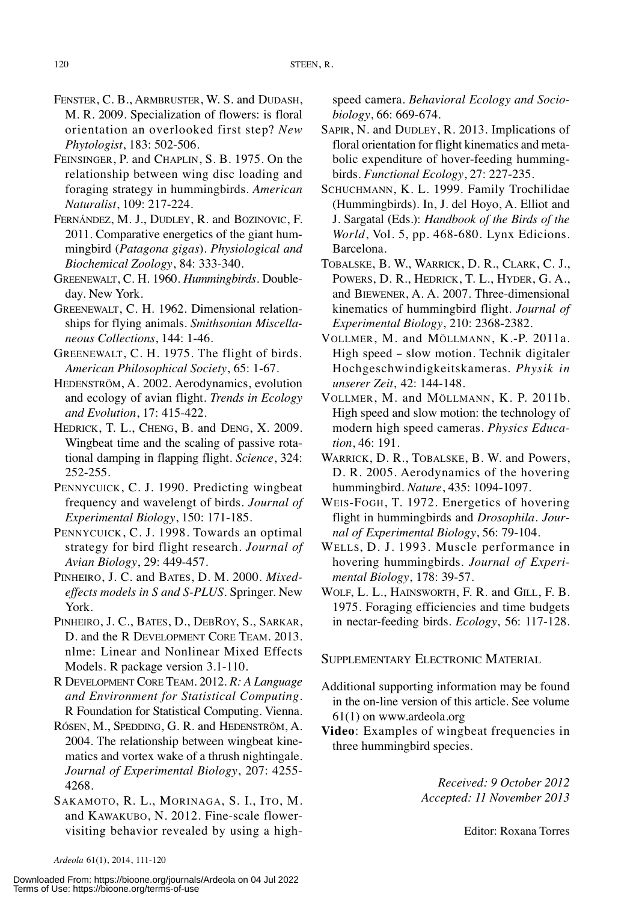FENSTER, C. B., ARMBRUSTER, W. S. and DUDASH, M. R. 2009. Specialization of flowers: is floral orientation an overlooked first step? *New Phytologist*, 183: 502-506.

FEINSINGER, P. and CHAPLIN, S. B. 1975. On the relationship between wing disc loading and foraging strategy in hummingbirds. *American Naturalist*, 109: 217-224.

FERNÁNDEZ, M. J., DUDLEY, R. and BOZINOVIC, F. 2011. Comparative energetics of the giant hummingbird (*Patagona gigas*). *Physiological and Biochemical Zoology*, 84: 333-340.

GREENEWALT, C. H. 1960. *Hummingbirds*. Doubleday. New York.

GREENEWALT, C. H. 1962. Dimensional relationships for flying animals. *Smithsonian Miscellaneous Collections*, 144: 1-46.

GREENEWALT, C. H. 1975. The flight of birds. *American Philosophical Society*, 65: 1-67.

HEDENSTRÖM, A. 2002. Aerodynamics, evolution and ecology of avian flight. *Trends in Ecology and Evolution*, 17: 415-422.

HEDRICK, T. L., CHENG, B. and DENG, X. 2009. Wingbeat time and the scaling of passive rotational damping in flapping flight. *Science*, 324: 252-255.

PENNYCUICK, C. J. 1990. Predicting wingbeat frequency and wavelengt of birds. *Journal of Experimental Biology*, 150: 171-185.

PENNYCUICK, C. J. 1998. Towards an optimal strategy for bird flight research. *Journal of Avian Biology*, 29: 449-457.

PINHEIRO, J. C. and BATES, D. M. 2000. *Mixed-effects models in S and S-PLUS*. Springer. New York.

PINHEIRO, J. C., BATES, D., DEBROY, S., SARKAR, D. and the R DEVELOPMENT CORE TEAM. 2013. nlme: Linear and Nonlinear Mixed Effects Models. R package version 3.1-110.

R DEVELOPMENT CORE TEAM. 2012. *R: A Language and Environment for Statistical Computing*. R Foundation for Statistical Computing. Vienna.

RÓSEN, M., SPEDDING, G. R. and HEDENSTRÖM, A. 2004. The relationship between wingbeat kinematics and vortex wake of a thrush nightingale. *Journal of Experimental Biology*, 207: 4255-4268.

SAKAMOTO, R. L., MORINAGA, S. I., ITO, M. and KAWAKUBO, N. 2012. Fine-scale flower-visiting behavior revealed by using a high-speed camera. *Behavioral Ecology and Sociobiology*, 66: 669-674.

SAPIR, N. and DUDLEY, R. 2013. Implications of floral orientation for flight kinematics and metabolic expenditure of hover-feeding hummingbirds. *Functional Ecology*, 27: 227-235.

SCHUCHMANN, K. L. 1999. Family Trochilidae (Hummingbirds). In, J. del Hoyo, A. Elliot and J. Sargatal (Eds.): *Handbook of the Birds of the World*, Vol. 5, pp. 468-680. Lynx Edicions. Barcelona.

TOBALSKE, B. W., WARRICK, D. R., CLARK, C. J., POWERS, D. R., HEDRICK, T. L., HYDER, G. A., and BIEWENER, A. A. 2007. Three-dimensional kinematics of hummingbird flight. *Journal of Experimental Biology*, 210: 2368-2382.

VOLLMER, M. and MÖLLMANN, K.-P. 2011a. High speed – slow motion. Technik digitaler Hochgeschwindigkeitskameras. *Physik in unserer Zeit*, 42: 144-148.

VOLLMER, M. and MÖLLMANN, K. P. 2011b. High speed and slow motion: the technology of modern high speed cameras. *Physics Education*, 46: 191.

WARRICK, D. R., TOBALSKE, B. W. and Powers, D. R. 2005. Aerodynamics of the hovering hummingbird. *Nature*, 435: 1094-1097.

WEIS-FOGH, T. 1972. Energetics of hovering flight in hummingbirds and *Drosophila*. *Journal of Experimental Biology*, 56: 79-104.

WELLS, D. J. 1993. Muscle performance in hovering hummingbirds. *Journal of Experimental Biology*, 178: 39-57.

WOLF, L. L., HAINSWORTH, F. R. and GILL, F. B. 1975. Foraging efficiencies and time budgets in nectar-feeding birds. *Ecology*, 56: 117-128.

## SUPPLEMENTARY ELECTRONIC MATERIAL

Additional supporting information may be found in the on-line version of this article. See volume 61(1) on www.ardeola.org

**Video**: Examples of wingbeat frequencies in three hummingbird species.

*Received: 9 October 2012*
*Accepted: 11 November 2013*

Editor: Roxana Torres